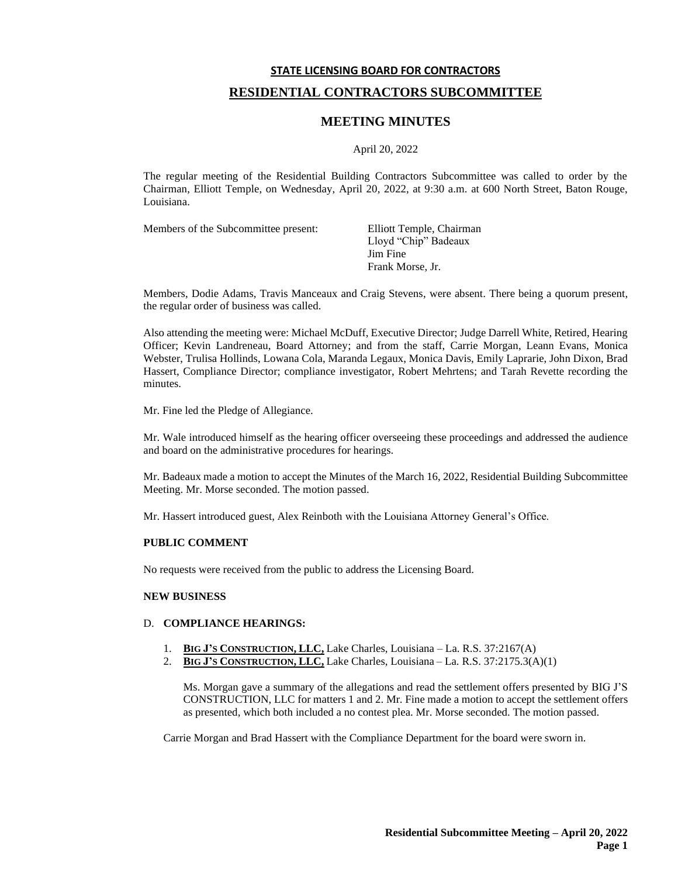**STATE LICENSING BOARD FOR CONTRACTORS**

# RESIDENTIAL CONTRACTORS SUBCOMMITTEE

## MEETING MINUTES

April 20, 2022

The regular meeting of the Residential Building Contractors Subcommittee was called to order by the Chairman, Elliott Temple, on Wednesday, April 20, 2022, at 9:30 a.m. at 600 North Street, Baton Rouge, Louisiana.

Members of the Subcommittee present:

Elliott Temple, Chairman
Lloyd "Chip" Badeaux
Jim Fine
Frank Morse, Jr.

Members, Dodie Adams, Travis Manceaux and Craig Stevens, were absent. There being a quorum present, the regular order of business was called.

Also attending the meeting were: Michael McDuff, Executive Director; Judge Darrell White, Retired, Hearing Officer; Kevin Landreneau, Board Attorney; and from the staff, Carrie Morgan, Leann Evans, Monica Webster, Trulisa Hollinds, Lowana Cola, Maranda Legaux, Monica Davis, Emily Laprarie, John Dixon, Brad Hassert, Compliance Director; compliance investigator, Robert Mehrtens; and Tarah Revette recording the minutes.

Mr. Fine led the Pledge of Allegiance.

Mr. Wale introduced himself as the hearing officer overseeing these proceedings and addressed the audience and board on the administrative procedures for hearings.

Mr. Badeaux made a motion to accept the Minutes of the March 16, 2022, Residential Building Subcommittee Meeting. Mr. Morse seconded. The motion passed.

Mr. Hassert introduced guest, Alex Reinboth with the Louisiana Attorney General's Office.

**PUBLIC COMMENT**

No requests were received from the public to address the Licensing Board.

**NEW BUSINESS**

D. **COMPLIANCE HEARINGS:**

1. **BIG J'S CONSTRUCTION, LLC,** Lake Charles, Louisiana – La. R.S. 37:2167(A)
2. **BIG J'S CONSTRUCTION, LLC,** Lake Charles, Louisiana – La. R.S. 37:2175.3(A)(1)

   Ms. Morgan gave a summary of the allegations and read the settlement offers presented by BIG J'S CONSTRUCTION, LLC for matters 1 and 2. Mr. Fine made a motion to accept the settlement offers as presented, which both included a no contest plea. Mr. Morse seconded. The motion passed.

Carrie Morgan and Brad Hassert with the Compliance Department for the board were sworn in.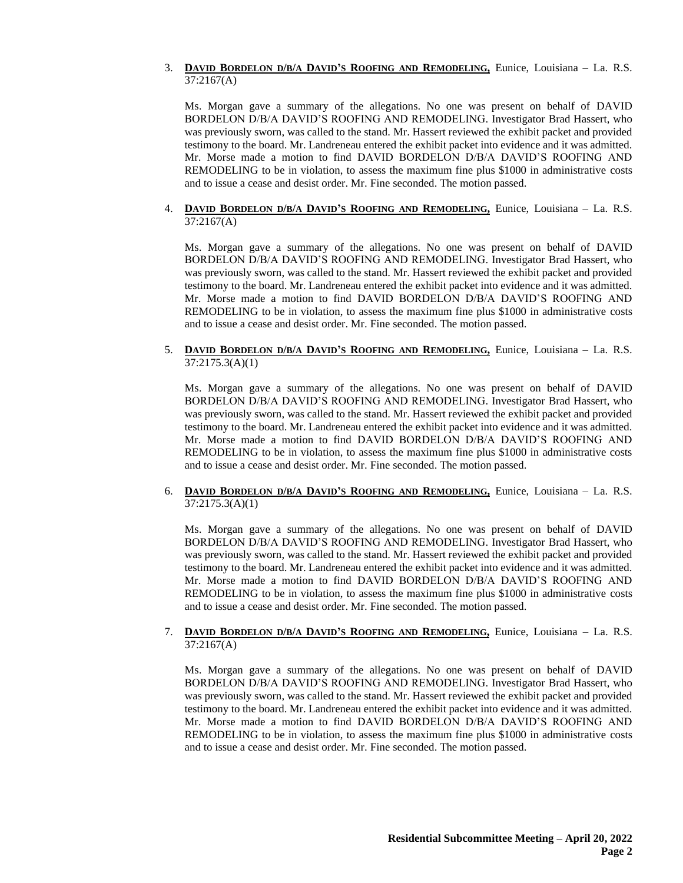3. **DAVID BORDELON D/B/A DAVID'S ROOFING AND REMODELING,** Eunice, Louisiana – La. R.S. 37:2167(A)

   Ms. Morgan gave a summary of the allegations. No one was present on behalf of DAVID BORDELON D/B/A DAVID'S ROOFING AND REMODELING. Investigator Brad Hassert, who was previously sworn, was called to the stand. Mr. Hassert reviewed the exhibit packet and provided testimony to the board. Mr. Landreneau entered the exhibit packet into evidence and it was admitted. Mr. Morse made a motion to find DAVID BORDELON D/B/A DAVID'S ROOFING AND REMODELING to be in violation, to assess the maximum fine plus $1000 in administrative costs and to issue a cease and desist order. Mr. Fine seconded. The motion passed.

4. **DAVID BORDELON D/B/A DAVID'S ROOFING AND REMODELING,** Eunice, Louisiana – La. R.S. 37:2167(A)

   Ms. Morgan gave a summary of the allegations. No one was present on behalf of DAVID BORDELON D/B/A DAVID'S ROOFING AND REMODELING. Investigator Brad Hassert, who was previously sworn, was called to the stand. Mr. Hassert reviewed the exhibit packet and provided testimony to the board. Mr. Landreneau entered the exhibit packet into evidence and it was admitted. Mr. Morse made a motion to find DAVID BORDELON D/B/A DAVID'S ROOFING AND REMODELING to be in violation, to assess the maximum fine plus $1000 in administrative costs and to issue a cease and desist order. Mr. Fine seconded. The motion passed.

5. **DAVID BORDELON D/B/A DAVID'S ROOFING AND REMODELING,** Eunice, Louisiana – La. R.S. 37:2175.3(A)(1)

   Ms. Morgan gave a summary of the allegations. No one was present on behalf of DAVID BORDELON D/B/A DAVID'S ROOFING AND REMODELING. Investigator Brad Hassert, who was previously sworn, was called to the stand. Mr. Hassert reviewed the exhibit packet and provided testimony to the board. Mr. Landreneau entered the exhibit packet into evidence and it was admitted. Mr. Morse made a motion to find DAVID BORDELON D/B/A DAVID'S ROOFING AND REMODELING to be in violation, to assess the maximum fine plus $1000 in administrative costs and to issue a cease and desist order. Mr. Fine seconded. The motion passed.

6. **DAVID BORDELON D/B/A DAVID'S ROOFING AND REMODELING,** Eunice, Louisiana – La. R.S. 37:2175.3(A)(1)

   Ms. Morgan gave a summary of the allegations. No one was present on behalf of DAVID BORDELON D/B/A DAVID'S ROOFING AND REMODELING. Investigator Brad Hassert, who was previously sworn, was called to the stand. Mr. Hassert reviewed the exhibit packet and provided testimony to the board. Mr. Landreneau entered the exhibit packet into evidence and it was admitted. Mr. Morse made a motion to find DAVID BORDELON D/B/A DAVID'S ROOFING AND REMODELING to be in violation, to assess the maximum fine plus $1000 in administrative costs and to issue a cease and desist order. Mr. Fine seconded. The motion passed.

7. **DAVID BORDELON D/B/A DAVID'S ROOFING AND REMODELING,** Eunice, Louisiana – La. R.S. 37:2167(A)

   Ms. Morgan gave a summary of the allegations. No one was present on behalf of DAVID BORDELON D/B/A DAVID'S ROOFING AND REMODELING. Investigator Brad Hassert, who was previously sworn, was called to the stand. Mr. Hassert reviewed the exhibit packet and provided testimony to the board. Mr. Landreneau entered the exhibit packet into evidence and it was admitted. Mr. Morse made a motion to find DAVID BORDELON D/B/A DAVID'S ROOFING AND REMODELING to be in violation, to assess the maximum fine plus $1000 in administrative costs and to issue a cease and desist order. Mr. Fine seconded. The motion passed.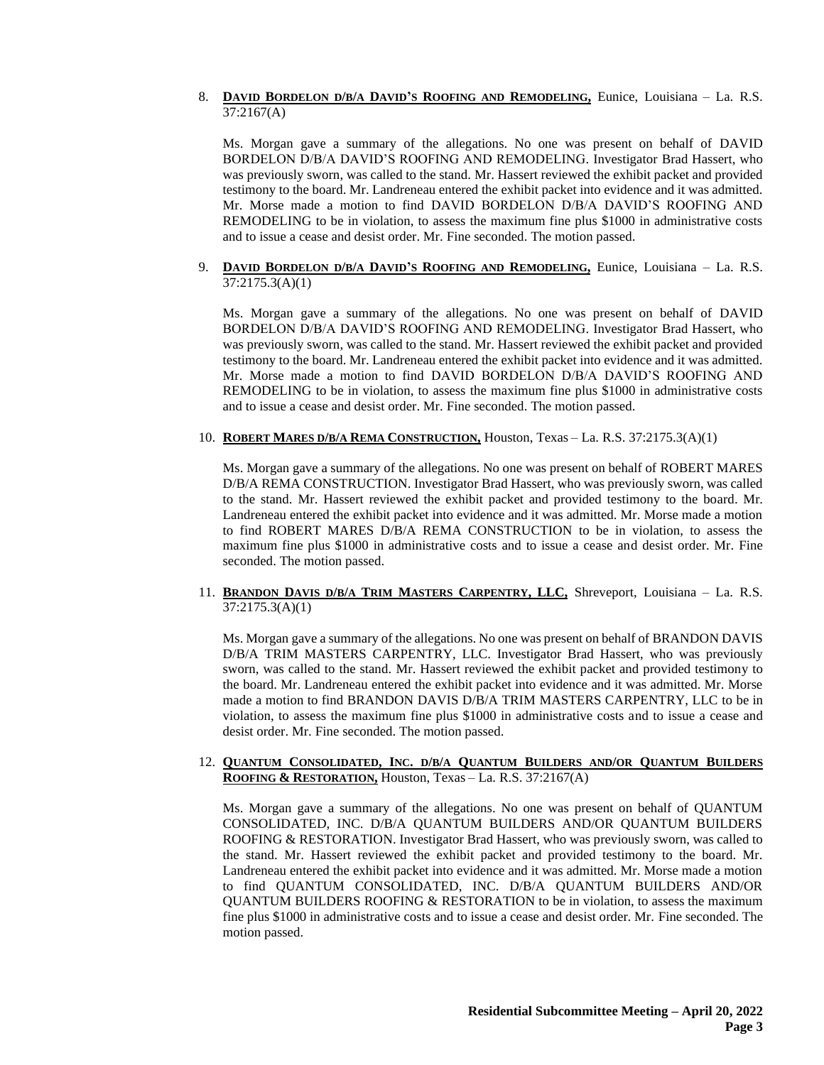8. **DAVID BORDELON D/B/A DAVID'S ROOFING AND REMODELING,** Eunice, Louisiana – La. R.S. 37:2167(A)

   Ms. Morgan gave a summary of the allegations. No one was present on behalf of DAVID BORDELON D/B/A DAVID'S ROOFING AND REMODELING. Investigator Brad Hassert, who was previously sworn, was called to the stand. Mr. Hassert reviewed the exhibit packet and provided testimony to the board. Mr. Landreneau entered the exhibit packet into evidence and it was admitted. Mr. Morse made a motion to find DAVID BORDELON D/B/A DAVID'S ROOFING AND REMODELING to be in violation, to assess the maximum fine plus $1000 in administrative costs and to issue a cease and desist order. Mr. Fine seconded. The motion passed.

9. **DAVID BORDELON D/B/A DAVID'S ROOFING AND REMODELING,** Eunice, Louisiana – La. R.S. 37:2175.3(A)(1)

   Ms. Morgan gave a summary of the allegations. No one was present on behalf of DAVID BORDELON D/B/A DAVID'S ROOFING AND REMODELING. Investigator Brad Hassert, who was previously sworn, was called to the stand. Mr. Hassert reviewed the exhibit packet and provided testimony to the board. Mr. Landreneau entered the exhibit packet into evidence and it was admitted. Mr. Morse made a motion to find DAVID BORDELON D/B/A DAVID'S ROOFING AND REMODELING to be in violation, to assess the maximum fine plus $1000 in administrative costs and to issue a cease and desist order. Mr. Fine seconded. The motion passed.

10. **ROBERT MARES D/B/A REMA CONSTRUCTION,** Houston, Texas – La. R.S. 37:2175.3(A)(1)

    Ms. Morgan gave a summary of the allegations. No one was present on behalf of ROBERT MARES D/B/A REMA CONSTRUCTION. Investigator Brad Hassert, who was previously sworn, was called to the stand. Mr. Hassert reviewed the exhibit packet and provided testimony to the board. Mr. Landreneau entered the exhibit packet into evidence and it was admitted. Mr. Morse made a motion to find ROBERT MARES D/B/A REMA CONSTRUCTION to be in violation, to assess the maximum fine plus $1000 in administrative costs and to issue a cease and desist order. Mr. Fine seconded. The motion passed.

11. **BRANDON DAVIS D/B/A TRIM MASTERS CARPENTRY, LLC,** Shreveport, Louisiana – La. R.S. 37:2175.3(A)(1)

    Ms. Morgan gave a summary of the allegations. No one was present on behalf of BRANDON DAVIS D/B/A TRIM MASTERS CARPENTRY, LLC. Investigator Brad Hassert, who was previously sworn, was called to the stand. Mr. Hassert reviewed the exhibit packet and provided testimony to the board. Mr. Landreneau entered the exhibit packet into evidence and it was admitted. Mr. Morse made a motion to find BRANDON DAVIS D/B/A TRIM MASTERS CARPENTRY, LLC to be in violation, to assess the maximum fine plus $1000 in administrative costs and to issue a cease and desist order. Mr. Fine seconded. The motion passed.

12. **QUANTUM CONSOLIDATED, INC. D/B/A QUANTUM BUILDERS AND/OR QUANTUM BUILDERS ROOFING & RESTORATION,** Houston, Texas – La. R.S. 37:2167(A)

    Ms. Morgan gave a summary of the allegations. No one was present on behalf of QUANTUM CONSOLIDATED, INC. D/B/A QUANTUM BUILDERS AND/OR QUANTUM BUILDERS ROOFING & RESTORATION. Investigator Brad Hassert, who was previously sworn, was called to the stand. Mr. Hassert reviewed the exhibit packet and provided testimony to the board. Mr. Landreneau entered the exhibit packet into evidence and it was admitted. Mr. Morse made a motion to find QUANTUM CONSOLIDATED, INC. D/B/A QUANTUM BUILDERS AND/OR QUANTUM BUILDERS ROOFING & RESTORATION to be in violation, to assess the maximum fine plus $1000 in administrative costs and to issue a cease and desist order. Mr. Fine seconded. The motion passed.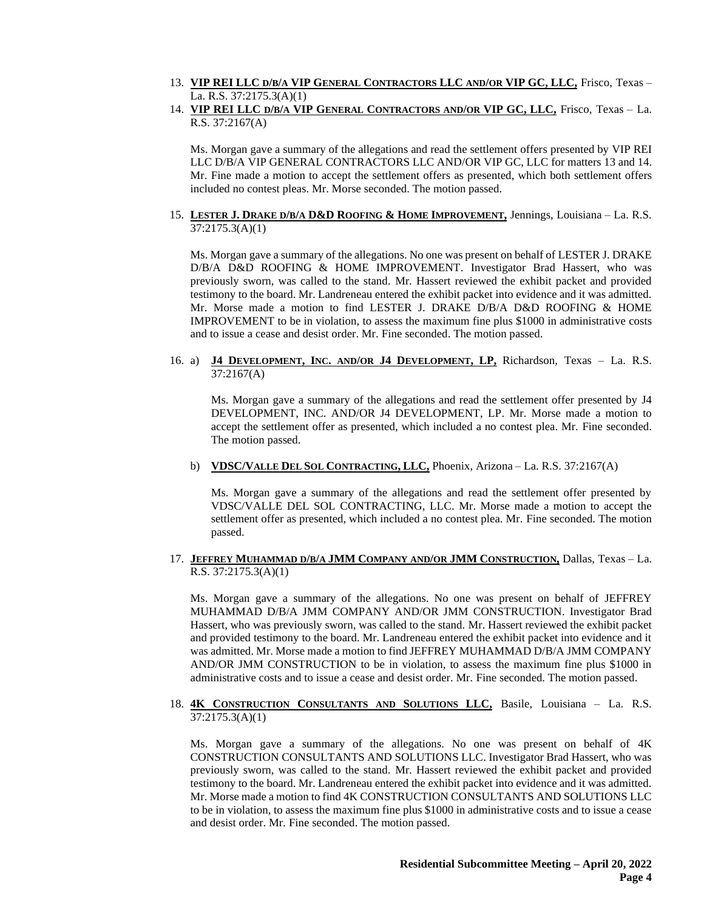13. **VIP REI LLC D/B/A VIP GENERAL CONTRACTORS LLC AND/OR VIP GC, LLC,** Frisco, Texas – La. R.S. 37:2175.3(A)(1)
14. **VIP REI LLC D/B/A VIP GENERAL CONTRACTORS AND/OR VIP GC, LLC,** Frisco, Texas – La. R.S. 37:2167(A)

    Ms. Morgan gave a summary of the allegations and read the settlement offers presented by VIP REI LLC D/B/A VIP GENERAL CONTRACTORS LLC AND/OR VIP GC, LLC for matters 13 and 14. Mr. Fine made a motion to accept the settlement offers as presented, which both settlement offers included no contest pleas. Mr. Morse seconded. The motion passed.

15. **LESTER J. DRAKE D/B/A D&D ROOFING & HOME IMPROVEMENT,** Jennings, Louisiana – La. R.S. 37:2175.3(A)(1)

    Ms. Morgan gave a summary of the allegations. No one was present on behalf of LESTER J. DRAKE D/B/A D&D ROOFING & HOME IMPROVEMENT. Investigator Brad Hassert, who was previously sworn, was called to the stand. Mr. Hassert reviewed the exhibit packet and provided testimony to the board. Mr. Landreneau entered the exhibit packet into evidence and it was admitted. Mr. Morse made a motion to find LESTER J. DRAKE D/B/A D&D ROOFING & HOME IMPROVEMENT to be in violation, to assess the maximum fine plus $1000 in administrative costs and to issue a cease and desist order. Mr. Fine seconded. The motion passed.

16. a) **J4 DEVELOPMENT, INC. AND/OR J4 DEVELOPMENT, LP,** Richardson, Texas – La. R.S. 37:2167(A)

    Ms. Morgan gave a summary of the allegations and read the settlement offer presented by J4 DEVELOPMENT, INC. AND/OR J4 DEVELOPMENT, LP. Mr. Morse made a motion to accept the settlement offer as presented, which included a no contest plea. Mr. Fine seconded. The motion passed.

    b) **VDSC/VALLE DEL SOL CONTRACTING, LLC,** Phoenix, Arizona – La. R.S. 37:2167(A)

    Ms. Morgan gave a summary of the allegations and read the settlement offer presented by VDSC/VALLE DEL SOL CONTRACTING, LLC. Mr. Morse made a motion to accept the settlement offer as presented, which included a no contest plea. Mr. Fine seconded. The motion passed.

17. **JEFFREY MUHAMMAD D/B/A JMM COMPANY AND/OR JMM CONSTRUCTION,** Dallas, Texas – La. R.S. 37:2175.3(A)(1)

    Ms. Morgan gave a summary of the allegations. No one was present on behalf of JEFFREY MUHAMMAD D/B/A JMM COMPANY AND/OR JMM CONSTRUCTION. Investigator Brad Hassert, who was previously sworn, was called to the stand. Mr. Hassert reviewed the exhibit packet and provided testimony to the board. Mr. Landreneau entered the exhibit packet into evidence and it was admitted. Mr. Morse made a motion to find JEFFREY MUHAMMAD D/B/A JMM COMPANY AND/OR JMM CONSTRUCTION to be in violation, to assess the maximum fine plus $1000 in administrative costs and to issue a cease and desist order. Mr. Fine seconded. The motion passed.

18. **4K CONSTRUCTION CONSULTANTS AND SOLUTIONS LLC,** Basile, Louisiana – La. R.S. 37:2175.3(A)(1)

    Ms. Morgan gave a summary of the allegations. No one was present on behalf of 4K CONSTRUCTION CONSULTANTS AND SOLUTIONS LLC. Investigator Brad Hassert, who was previously sworn, was called to the stand. Mr. Hassert reviewed the exhibit packet and provided testimony to the board. Mr. Landreneau entered the exhibit packet into evidence and it was admitted. Mr. Morse made a motion to find 4K CONSTRUCTION CONSULTANTS AND SOLUTIONS LLC to be in violation, to assess the maximum fine plus $1000 in administrative costs and to issue a cease and desist order. Mr. Fine seconded. The motion passed.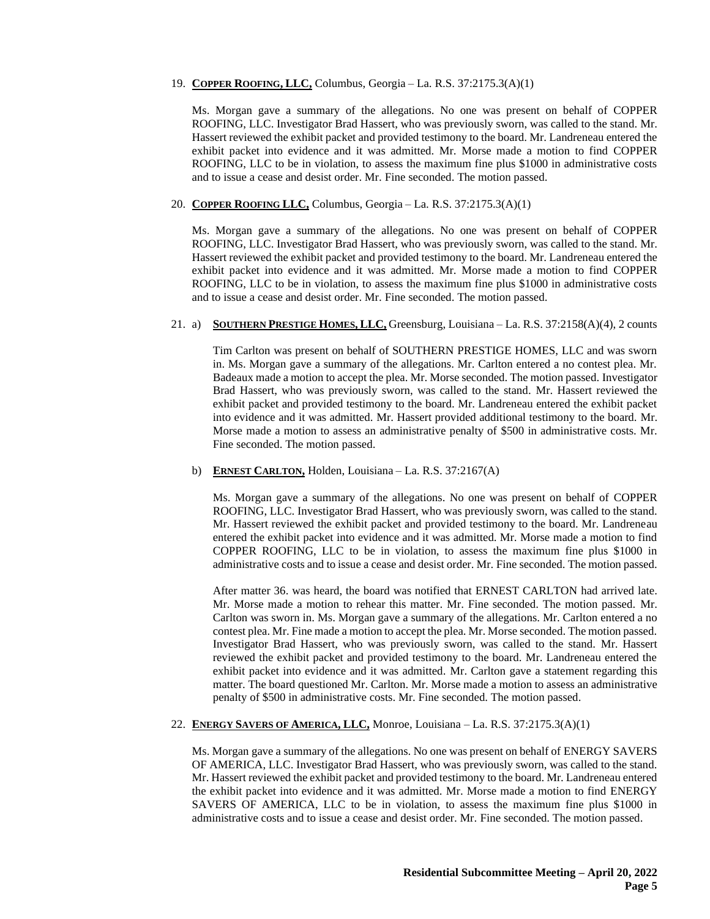19. **Copper Roofing, LLC,** Columbus, Georgia – La. R.S. 37:2175.3(A)(1)

    Ms. Morgan gave a summary of the allegations. No one was present on behalf of COPPER ROOFING, LLC. Investigator Brad Hassert, who was previously sworn, was called to the stand. Mr. Hassert reviewed the exhibit packet and provided testimony to the board. Mr. Landreneau entered the exhibit packet into evidence and it was admitted. Mr. Morse made a motion to find COPPER ROOFING, LLC to be in violation, to assess the maximum fine plus $1000 in administrative costs and to issue a cease and desist order. Mr. Fine seconded. The motion passed.

20. **Copper Roofing LLC,** Columbus, Georgia – La. R.S. 37:2175.3(A)(1)

    Ms. Morgan gave a summary of the allegations. No one was present on behalf of COPPER ROOFING, LLC. Investigator Brad Hassert, who was previously sworn, was called to the stand. Mr. Hassert reviewed the exhibit packet and provided testimony to the board. Mr. Landreneau entered the exhibit packet into evidence and it was admitted. Mr. Morse made a motion to find COPPER ROOFING, LLC to be in violation, to assess the maximum fine plus $1000 in administrative costs and to issue a cease and desist order. Mr. Fine seconded. The motion passed.

21. a) **Southern Prestige Homes, LLC,** Greensburg, Louisiana – La. R.S. 37:2158(A)(4), 2 counts

    Tim Carlton was present on behalf of SOUTHERN PRESTIGE HOMES, LLC and was sworn in. Ms. Morgan gave a summary of the allegations. Mr. Carlton entered a no contest plea. Mr. Badeaux made a motion to accept the plea. Mr. Morse seconded. The motion passed. Investigator Brad Hassert, who was previously sworn, was called to the stand. Mr. Hassert reviewed the exhibit packet and provided testimony to the board. Mr. Landreneau entered the exhibit packet into evidence and it was admitted. Mr. Hassert provided additional testimony to the board. Mr. Morse made a motion to assess an administrative penalty of $500 in administrative costs. Mr. Fine seconded. The motion passed.

    b) **Ernest Carlton,** Holden, Louisiana – La. R.S. 37:2167(A)

    Ms. Morgan gave a summary of the allegations. No one was present on behalf of COPPER ROOFING, LLC. Investigator Brad Hassert, who was previously sworn, was called to the stand. Mr. Hassert reviewed the exhibit packet and provided testimony to the board. Mr. Landreneau entered the exhibit packet into evidence and it was admitted. Mr. Morse made a motion to find COPPER ROOFING, LLC to be in violation, to assess the maximum fine plus $1000 in administrative costs and to issue a cease and desist order. Mr. Fine seconded. The motion passed.

    After matter 36. was heard, the board was notified that ERNEST CARLTON had arrived late. Mr. Morse made a motion to rehear this matter. Mr. Fine seconded. The motion passed. Mr. Carlton was sworn in. Ms. Morgan gave a summary of the allegations. Mr. Carlton entered a no contest plea. Mr. Fine made a motion to accept the plea. Mr. Morse seconded. The motion passed. Investigator Brad Hassert, who was previously sworn, was called to the stand. Mr. Hassert reviewed the exhibit packet and provided testimony to the board. Mr. Landreneau entered the exhibit packet into evidence and it was admitted. Mr. Carlton gave a statement regarding this matter. The board questioned Mr. Carlton. Mr. Morse made a motion to assess an administrative penalty of $500 in administrative costs. Mr. Fine seconded. The motion passed.

22. **Energy Savers of America, LLC,** Monroe, Louisiana – La. R.S. 37:2175.3(A)(1)

    Ms. Morgan gave a summary of the allegations. No one was present on behalf of ENERGY SAVERS OF AMERICA, LLC. Investigator Brad Hassert, who was previously sworn, was called to the stand. Mr. Hassert reviewed the exhibit packet and provided testimony to the board. Mr. Landreneau entered the exhibit packet into evidence and it was admitted. Mr. Morse made a motion to find ENERGY SAVERS OF AMERICA, LLC to be in violation, to assess the maximum fine plus $1000 in administrative costs and to issue a cease and desist order. Mr. Fine seconded. The motion passed.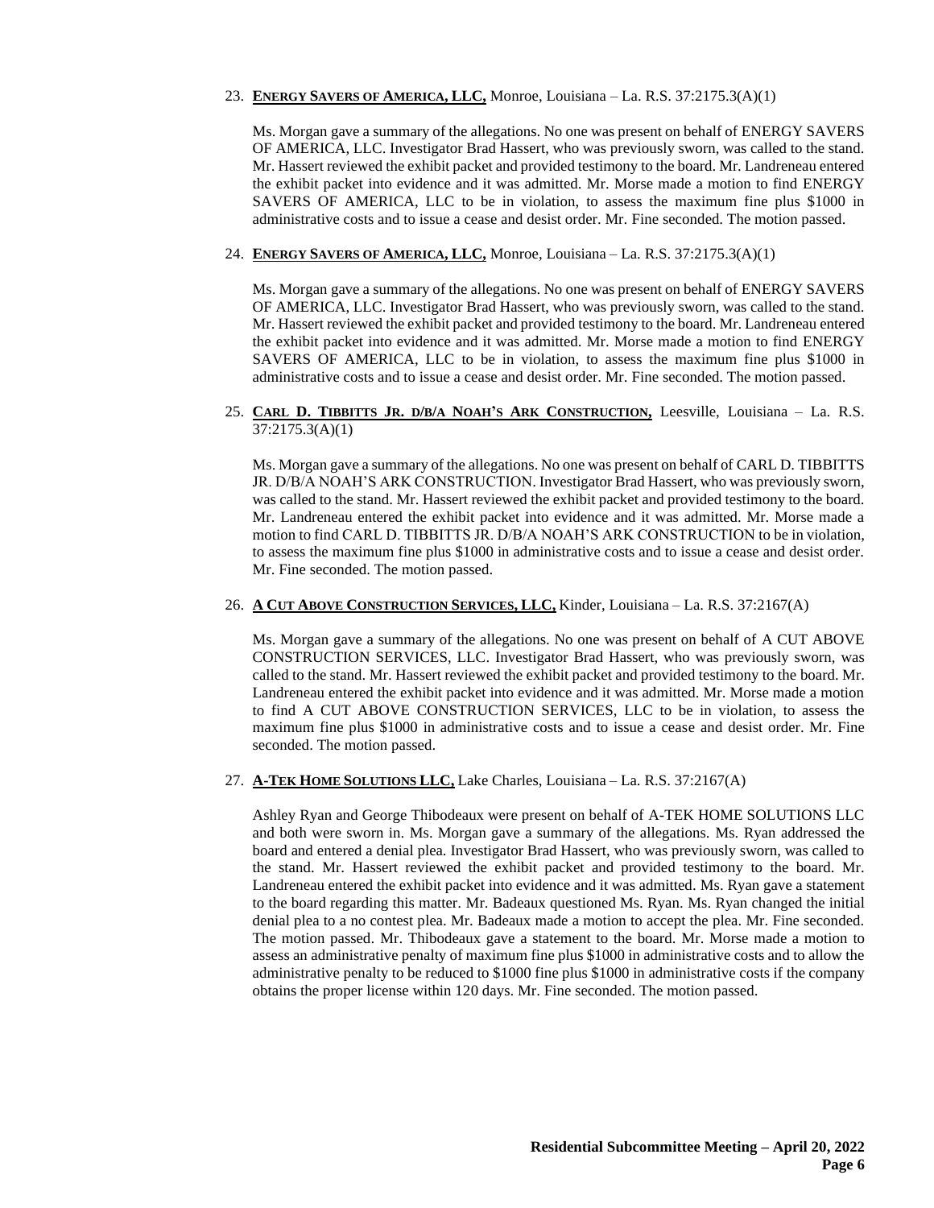23. **ENERGY SAVERS OF AMERICA, LLC,** Monroe, Louisiana – La. R.S. 37:2175.3(A)(1)

    Ms. Morgan gave a summary of the allegations. No one was present on behalf of ENERGY SAVERS OF AMERICA, LLC. Investigator Brad Hassert, who was previously sworn, was called to the stand. Mr. Hassert reviewed the exhibit packet and provided testimony to the board. Mr. Landreneau entered the exhibit packet into evidence and it was admitted. Mr. Morse made a motion to find ENERGY SAVERS OF AMERICA, LLC to be in violation, to assess the maximum fine plus $1000 in administrative costs and to issue a cease and desist order. Mr. Fine seconded. The motion passed.

24. **ENERGY SAVERS OF AMERICA, LLC,** Monroe, Louisiana – La. R.S. 37:2175.3(A)(1)

    Ms. Morgan gave a summary of the allegations. No one was present on behalf of ENERGY SAVERS OF AMERICA, LLC. Investigator Brad Hassert, who was previously sworn, was called to the stand. Mr. Hassert reviewed the exhibit packet and provided testimony to the board. Mr. Landreneau entered the exhibit packet into evidence and it was admitted. Mr. Morse made a motion to find ENERGY SAVERS OF AMERICA, LLC to be in violation, to assess the maximum fine plus $1000 in administrative costs and to issue a cease and desist order. Mr. Fine seconded. The motion passed.

25. **CARL D. TIBBITTS JR. D/B/A NOAH'S ARK CONSTRUCTION,** Leesville, Louisiana – La. R.S. 37:2175.3(A)(1)

    Ms. Morgan gave a summary of the allegations. No one was present on behalf of CARL D. TIBBITTS JR. D/B/A NOAH'S ARK CONSTRUCTION. Investigator Brad Hassert, who was previously sworn, was called to the stand. Mr. Hassert reviewed the exhibit packet and provided testimony to the board. Mr. Landreneau entered the exhibit packet into evidence and it was admitted. Mr. Morse made a motion to find CARL D. TIBBITTS JR. D/B/A NOAH'S ARK CONSTRUCTION to be in violation, to assess the maximum fine plus $1000 in administrative costs and to issue a cease and desist order. Mr. Fine seconded. The motion passed.

26. **A CUT ABOVE CONSTRUCTION SERVICES, LLC,** Kinder, Louisiana – La. R.S. 37:2167(A)

    Ms. Morgan gave a summary of the allegations. No one was present on behalf of A CUT ABOVE CONSTRUCTION SERVICES, LLC. Investigator Brad Hassert, who was previously sworn, was called to the stand. Mr. Hassert reviewed the exhibit packet and provided testimony to the board. Mr. Landreneau entered the exhibit packet into evidence and it was admitted. Mr. Morse made a motion to find A CUT ABOVE CONSTRUCTION SERVICES, LLC to be in violation, to assess the maximum fine plus $1000 in administrative costs and to issue a cease and desist order. Mr. Fine seconded. The motion passed.

27. **A-TEK HOME SOLUTIONS LLC,** Lake Charles, Louisiana – La. R.S. 37:2167(A)

    Ashley Ryan and George Thibodeaux were present on behalf of A-TEK HOME SOLUTIONS LLC and both were sworn in. Ms. Morgan gave a summary of the allegations. Ms. Ryan addressed the board and entered a denial plea. Investigator Brad Hassert, who was previously sworn, was called to the stand. Mr. Hassert reviewed the exhibit packet and provided testimony to the board. Mr. Landreneau entered the exhibit packet into evidence and it was admitted. Ms. Ryan gave a statement to the board regarding this matter. Mr. Badeaux questioned Ms. Ryan. Ms. Ryan changed the initial denial plea to a no contest plea. Mr. Badeaux made a motion to accept the plea. Mr. Fine seconded. The motion passed. Mr. Thibodeaux gave a statement to the board. Mr. Morse made a motion to assess an administrative penalty of maximum fine plus $1000 in administrative costs and to allow the administrative penalty to be reduced to $1000 fine plus $1000 in administrative costs if the company obtains the proper license within 120 days. Mr. Fine seconded. The motion passed.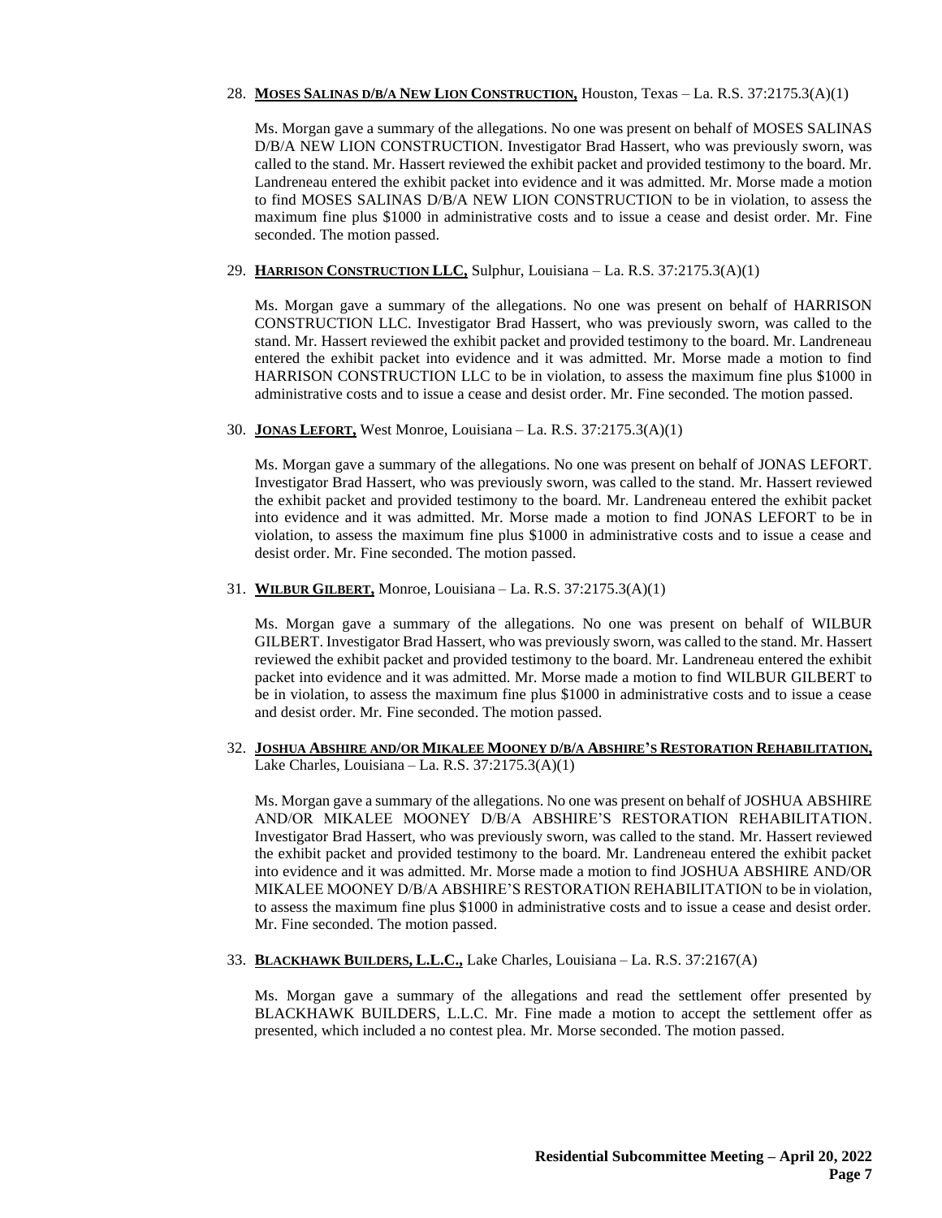28. **MOSES SALINAS D/B/A NEW LION CONSTRUCTION,** Houston, Texas – La. R.S. 37:2175.3(A)(1)

    Ms. Morgan gave a summary of the allegations. No one was present on behalf of MOSES SALINAS D/B/A NEW LION CONSTRUCTION. Investigator Brad Hassert, who was previously sworn, was called to the stand. Mr. Hassert reviewed the exhibit packet and provided testimony to the board. Mr. Landreneau entered the exhibit packet into evidence and it was admitted. Mr. Morse made a motion to find MOSES SALINAS D/B/A NEW LION CONSTRUCTION to be in violation, to assess the maximum fine plus $1000 in administrative costs and to issue a cease and desist order. Mr. Fine seconded. The motion passed.

29. **HARRISON CONSTRUCTION LLC,** Sulphur, Louisiana – La. R.S. 37:2175.3(A)(1)

    Ms. Morgan gave a summary of the allegations. No one was present on behalf of HARRISON CONSTRUCTION LLC. Investigator Brad Hassert, who was previously sworn, was called to the stand. Mr. Hassert reviewed the exhibit packet and provided testimony to the board. Mr. Landreneau entered the exhibit packet into evidence and it was admitted. Mr. Morse made a motion to find HARRISON CONSTRUCTION LLC to be in violation, to assess the maximum fine plus $1000 in administrative costs and to issue a cease and desist order. Mr. Fine seconded. The motion passed.

30. **JONAS LEFORT,** West Monroe, Louisiana – La. R.S. 37:2175.3(A)(1)

    Ms. Morgan gave a summary of the allegations. No one was present on behalf of JONAS LEFORT. Investigator Brad Hassert, who was previously sworn, was called to the stand. Mr. Hassert reviewed the exhibit packet and provided testimony to the board. Mr. Landreneau entered the exhibit packet into evidence and it was admitted. Mr. Morse made a motion to find JONAS LEFORT to be in violation, to assess the maximum fine plus $1000 in administrative costs and to issue a cease and desist order. Mr. Fine seconded. The motion passed.

31. **WILBUR GILBERT,** Monroe, Louisiana – La. R.S. 37:2175.3(A)(1)

    Ms. Morgan gave a summary of the allegations. No one was present on behalf of WILBUR GILBERT. Investigator Brad Hassert, who was previously sworn, was called to the stand. Mr. Hassert reviewed the exhibit packet and provided testimony to the board. Mr. Landreneau entered the exhibit packet into evidence and it was admitted. Mr. Morse made a motion to find WILBUR GILBERT to be in violation, to assess the maximum fine plus $1000 in administrative costs and to issue a cease and desist order. Mr. Fine seconded. The motion passed.

32. **JOSHUA ABSHIRE AND/OR MIKALEE MOONEY D/B/A ABSHIRE'S RESTORATION REHABILITATION,** Lake Charles, Louisiana – La. R.S. 37:2175.3(A)(1)

    Ms. Morgan gave a summary of the allegations. No one was present on behalf of JOSHUA ABSHIRE AND/OR MIKALEE MOONEY D/B/A ABSHIRE'S RESTORATION REHABILITATION. Investigator Brad Hassert, who was previously sworn, was called to the stand. Mr. Hassert reviewed the exhibit packet and provided testimony to the board. Mr. Landreneau entered the exhibit packet into evidence and it was admitted. Mr. Morse made a motion to find JOSHUA ABSHIRE AND/OR MIKALEE MOONEY D/B/A ABSHIRE'S RESTORATION REHABILITATION to be in violation, to assess the maximum fine plus $1000 in administrative costs and to issue a cease and desist order. Mr. Fine seconded. The motion passed.

33. **BLACKHAWK BUILDERS, L.L.C.,** Lake Charles, Louisiana – La. R.S. 37:2167(A)

    Ms. Morgan gave a summary of the allegations and read the settlement offer presented by BLACKHAWK BUILDERS, L.L.C. Mr. Fine made a motion to accept the settlement offer as presented, which included a no contest plea. Mr. Morse seconded. The motion passed.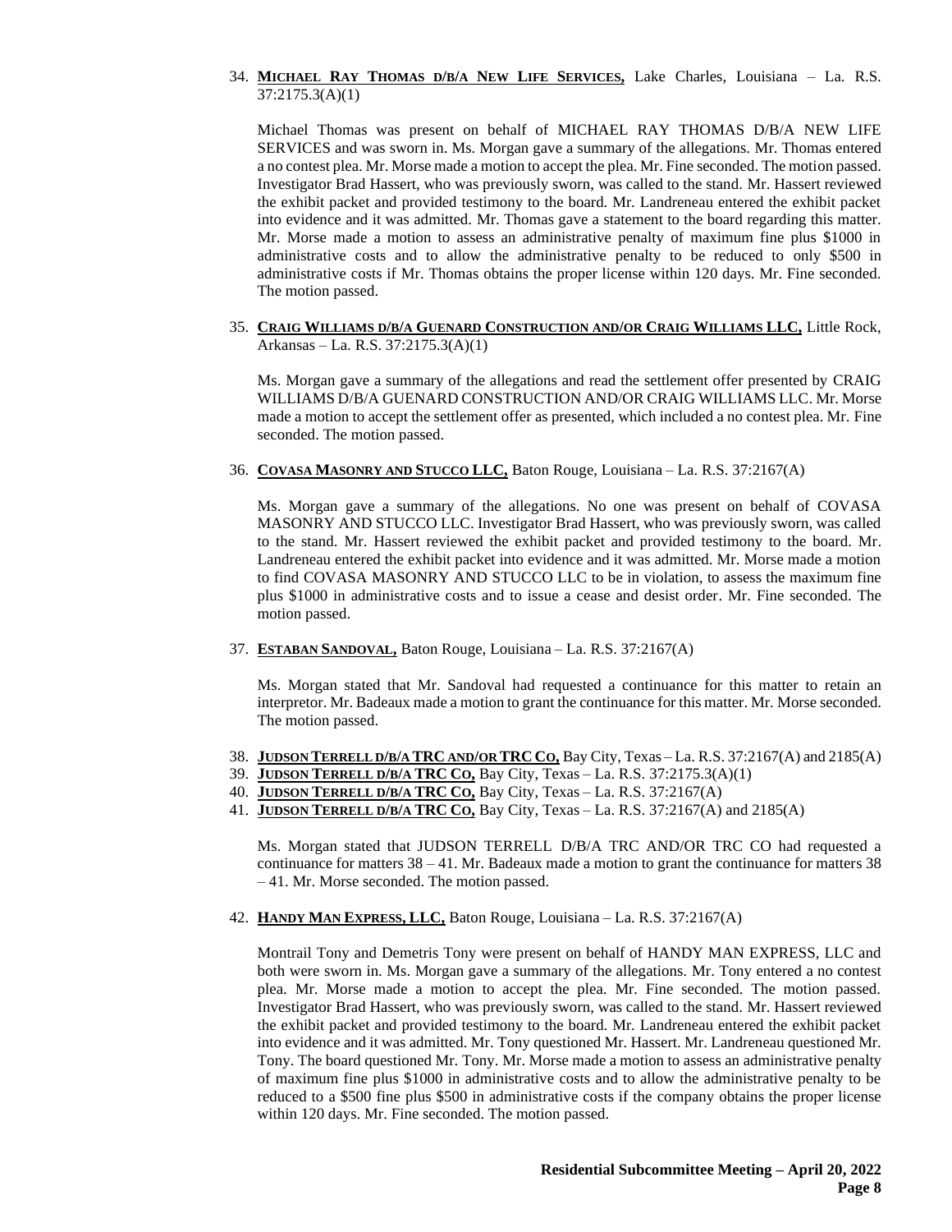34. **MICHAEL RAY THOMAS D/B/A NEW LIFE SERVICES,** Lake Charles, Louisiana – La. R.S. 37:2175.3(A)(1)

    Michael Thomas was present on behalf of MICHAEL RAY THOMAS D/B/A NEW LIFE SERVICES and was sworn in. Ms. Morgan gave a summary of the allegations. Mr. Thomas entered a no contest plea. Mr. Morse made a motion to accept the plea. Mr. Fine seconded. The motion passed. Investigator Brad Hassert, who was previously sworn, was called to the stand. Mr. Hassert reviewed the exhibit packet and provided testimony to the board. Mr. Landreneau entered the exhibit packet into evidence and it was admitted. Mr. Thomas gave a statement to the board regarding this matter. Mr. Morse made a motion to assess an administrative penalty of maximum fine plus $1000 in administrative costs and to allow the administrative penalty to be reduced to only $500 in administrative costs if Mr. Thomas obtains the proper license within 120 days. Mr. Fine seconded. The motion passed.

35. **CRAIG WILLIAMS D/B/A GUENARD CONSTRUCTION AND/OR CRAIG WILLIAMS LLC,** Little Rock, Arkansas – La. R.S. 37:2175.3(A)(1)

    Ms. Morgan gave a summary of the allegations and read the settlement offer presented by CRAIG WILLIAMS D/B/A GUENARD CONSTRUCTION AND/OR CRAIG WILLIAMS LLC. Mr. Morse made a motion to accept the settlement offer as presented, which included a no contest plea. Mr. Fine seconded. The motion passed.

36. **COVASA MASONRY AND STUCCO LLC,** Baton Rouge, Louisiana – La. R.S. 37:2167(A)

    Ms. Morgan gave a summary of the allegations. No one was present on behalf of COVASA MASONRY AND STUCCO LLC. Investigator Brad Hassert, who was previously sworn, was called to the stand. Mr. Hassert reviewed the exhibit packet and provided testimony to the board. Mr. Landreneau entered the exhibit packet into evidence and it was admitted. Mr. Morse made a motion to find COVASA MASONRY AND STUCCO LLC to be in violation, to assess the maximum fine plus $1000 in administrative costs and to issue a cease and desist order. Mr. Fine seconded. The motion passed.

37. **ESTABAN SANDOVAL,** Baton Rouge, Louisiana – La. R.S. 37:2167(A)

    Ms. Morgan stated that Mr. Sandoval had requested a continuance for this matter to retain an interpretor. Mr. Badeaux made a motion to grant the continuance for this matter. Mr. Morse seconded. The motion passed.

38. **JUDSON TERRELL D/B/A TRC AND/OR TRC CO,** Bay City, Texas – La. R.S. 37:2167(A) and 2185(A)
39. **JUDSON TERRELL D/B/A TRC CO,** Bay City, Texas – La. R.S. 37:2175.3(A)(1)
40. **JUDSON TERRELL D/B/A TRC CO,** Bay City, Texas – La. R.S. 37:2167(A)
41. **JUDSON TERRELL D/B/A TRC CO,** Bay City, Texas – La. R.S. 37:2167(A) and 2185(A)

    Ms. Morgan stated that JUDSON TERRELL D/B/A TRC AND/OR TRC CO had requested a continuance for matters 38 – 41. Mr. Badeaux made a motion to grant the continuance for matters 38 – 41. Mr. Morse seconded. The motion passed.

42. **HANDY MAN EXPRESS, LLC,** Baton Rouge, Louisiana – La. R.S. 37:2167(A)

    Montrail Tony and Demetris Tony were present on behalf of HANDY MAN EXPRESS, LLC and both were sworn in. Ms. Morgan gave a summary of the allegations. Mr. Tony entered a no contest plea. Mr. Morse made a motion to accept the plea. Mr. Fine seconded. The motion passed. Investigator Brad Hassert, who was previously sworn, was called to the stand. Mr. Hassert reviewed the exhibit packet and provided testimony to the board. Mr. Landreneau entered the exhibit packet into evidence and it was admitted. Mr. Tony questioned Mr. Hassert. Mr. Landreneau questioned Mr. Tony. The board questioned Mr. Tony. Mr. Morse made a motion to assess an administrative penalty of maximum fine plus $1000 in administrative costs and to allow the administrative penalty to be reduced to a $500 fine plus $500 in administrative costs if the company obtains the proper license within 120 days. Mr. Fine seconded. The motion passed.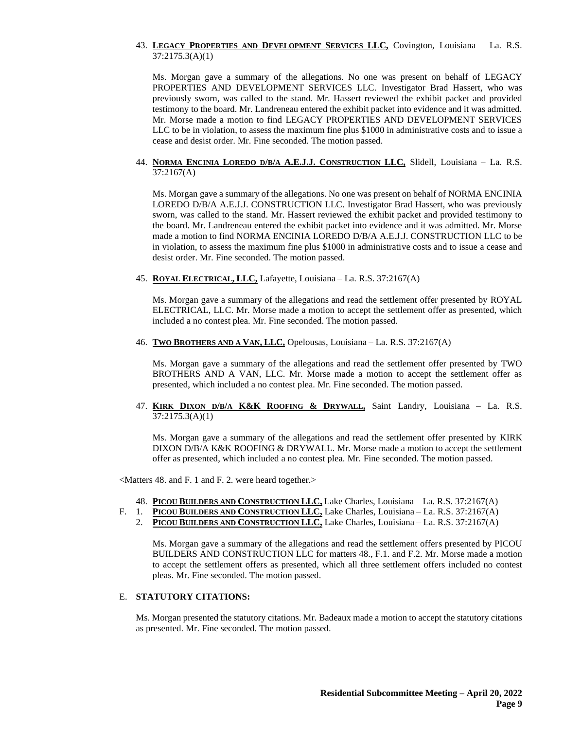43. **LEGACY PROPERTIES AND DEVELOPMENT SERVICES LLC,** Covington, Louisiana – La. R.S. 37:2175.3(A)(1)

    Ms. Morgan gave a summary of the allegations. No one was present on behalf of LEGACY PROPERTIES AND DEVELOPMENT SERVICES LLC. Investigator Brad Hassert, who was previously sworn, was called to the stand. Mr. Hassert reviewed the exhibit packet and provided testimony to the board. Mr. Landreneau entered the exhibit packet into evidence and it was admitted. Mr. Morse made a motion to find LEGACY PROPERTIES AND DEVELOPMENT SERVICES LLC to be in violation, to assess the maximum fine plus $1000 in administrative costs and to issue a cease and desist order. Mr. Fine seconded. The motion passed.

44. **NORMA ENCINIA LOREDO D/B/A A.E.J.J. CONSTRUCTION LLC,** Slidell, Louisiana – La. R.S. 37:2167(A)

    Ms. Morgan gave a summary of the allegations. No one was present on behalf of NORMA ENCINIA LOREDO D/B/A A.E.J.J. CONSTRUCTION LLC. Investigator Brad Hassert, who was previously sworn, was called to the stand. Mr. Hassert reviewed the exhibit packet and provided testimony to the board. Mr. Landreneau entered the exhibit packet into evidence and it was admitted. Mr. Morse made a motion to find NORMA ENCINIA LOREDO D/B/A A.E.J.J. CONSTRUCTION LLC to be in violation, to assess the maximum fine plus $1000 in administrative costs and to issue a cease and desist order. Mr. Fine seconded. The motion passed.

45. **ROYAL ELECTRICAL, LLC,** Lafayette, Louisiana – La. R.S. 37:2167(A)

    Ms. Morgan gave a summary of the allegations and read the settlement offer presented by ROYAL ELECTRICAL, LLC. Mr. Morse made a motion to accept the settlement offer as presented, which included a no contest plea. Mr. Fine seconded. The motion passed.

46. **TWO BROTHERS AND A VAN, LLC,** Opelousas, Louisiana – La. R.S. 37:2167(A)

    Ms. Morgan gave a summary of the allegations and read the settlement offer presented by TWO BROTHERS AND A VAN, LLC. Mr. Morse made a motion to accept the settlement offer as presented, which included a no contest plea. Mr. Fine seconded. The motion passed.

47. **KIRK DIXON D/B/A K&K ROOFING & DRYWALL,** Saint Landry, Louisiana – La. R.S. 37:2175.3(A)(1)

    Ms. Morgan gave a summary of the allegations and read the settlement offer presented by KIRK DIXON D/B/A K&K ROOFING & DRYWALL. Mr. Morse made a motion to accept the settlement offer as presented, which included a no contest plea. Mr. Fine seconded. The motion passed.

<Matters 48. and F. 1 and F. 2. were heard together.>

48. **PICOU BUILDERS AND CONSTRUCTION LLC,** Lake Charles, Louisiana – La. R.S. 37:2167(A)

F. 1. **PICOU BUILDERS AND CONSTRUCTION LLC,** Lake Charles, Louisiana – La. R.S. 37:2167(A)

2. **PICOU BUILDERS AND CONSTRUCTION LLC,** Lake Charles, Louisiana – La. R.S. 37:2167(A)

    Ms. Morgan gave a summary of the allegations and read the settlement offers presented by PICOU BUILDERS AND CONSTRUCTION LLC for matters 48., F.1. and F.2. Mr. Morse made a motion to accept the settlement offers as presented, which all three settlement offers included no contest pleas. Mr. Fine seconded. The motion passed.

E. **STATUTORY CITATIONS:**

Ms. Morgan presented the statutory citations. Mr. Badeaux made a motion to accept the statutory citations as presented. Mr. Fine seconded. The motion passed.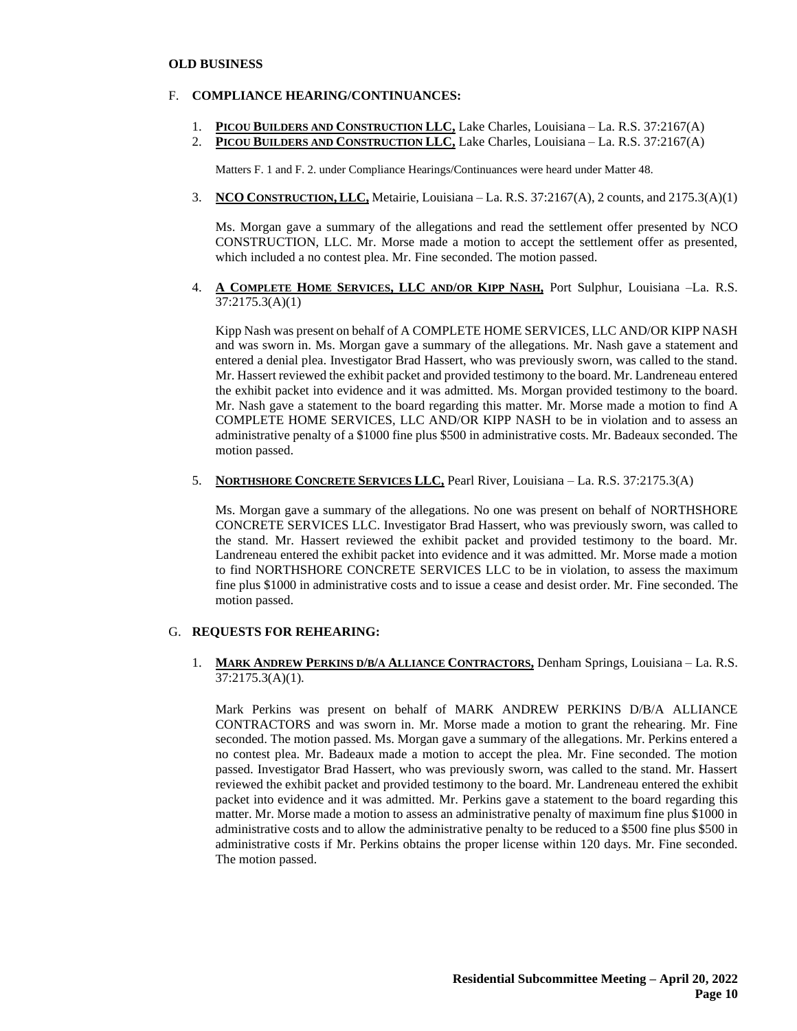**OLD BUSINESS**

F. **COMPLIANCE HEARING/CONTINUANCES:**

1. **PICOU BUILDERS AND CONSTRUCTION LLC,** Lake Charles, Louisiana – La. R.S. 37:2167(A)
2. **PICOU BUILDERS AND CONSTRUCTION LLC,** Lake Charles, Louisiana – La. R.S. 37:2167(A)

   Matters F. 1 and F. 2. under Compliance Hearings/Continuances were heard under Matter 48.

3. **NCO CONSTRUCTION, LLC,** Metairie, Louisiana – La. R.S. 37:2167(A), 2 counts, and 2175.3(A)(1)

   Ms. Morgan gave a summary of the allegations and read the settlement offer presented by NCO CONSTRUCTION, LLC. Mr. Morse made a motion to accept the settlement offer as presented, which included a no contest plea. Mr. Fine seconded. The motion passed.

4. **A COMPLETE HOME SERVICES, LLC AND/OR KIPP NASH,** Port Sulphur, Louisiana –La. R.S. 37:2175.3(A)(1)

   Kipp Nash was present on behalf of A COMPLETE HOME SERVICES, LLC AND/OR KIPP NASH and was sworn in. Ms. Morgan gave a summary of the allegations. Mr. Nash gave a statement and entered a denial plea. Investigator Brad Hassert, who was previously sworn, was called to the stand. Mr. Hassert reviewed the exhibit packet and provided testimony to the board. Mr. Landreneau entered the exhibit packet into evidence and it was admitted. Ms. Morgan provided testimony to the board. Mr. Nash gave a statement to the board regarding this matter. Mr. Morse made a motion to find A COMPLETE HOME SERVICES, LLC AND/OR KIPP NASH to be in violation and to assess an administrative penalty of a $1000 fine plus $500 in administrative costs. Mr. Badeaux seconded. The motion passed.

5. **NORTHSHORE CONCRETE SERVICES LLC,** Pearl River, Louisiana – La. R.S. 37:2175.3(A)

   Ms. Morgan gave a summary of the allegations. No one was present on behalf of NORTHSHORE CONCRETE SERVICES LLC. Investigator Brad Hassert, who was previously sworn, was called to the stand. Mr. Hassert reviewed the exhibit packet and provided testimony to the board. Mr. Landreneau entered the exhibit packet into evidence and it was admitted. Mr. Morse made a motion to find NORTHSHORE CONCRETE SERVICES LLC to be in violation, to assess the maximum fine plus $1000 in administrative costs and to issue a cease and desist order. Mr. Fine seconded. The motion passed.

G. **REQUESTS FOR REHEARING:**

1. **MARK ANDREW PERKINS D/B/A ALLIANCE CONTRACTORS,** Denham Springs, Louisiana – La. R.S. 37:2175.3(A)(1).

   Mark Perkins was present on behalf of MARK ANDREW PERKINS D/B/A ALLIANCE CONTRACTORS and was sworn in. Mr. Morse made a motion to grant the rehearing. Mr. Fine seconded. The motion passed. Ms. Morgan gave a summary of the allegations. Mr. Perkins entered a no contest plea. Mr. Badeaux made a motion to accept the plea. Mr. Fine seconded. The motion passed. Investigator Brad Hassert, who was previously sworn, was called to the stand. Mr. Hassert reviewed the exhibit packet and provided testimony to the board. Mr. Landreneau entered the exhibit packet into evidence and it was admitted. Mr. Perkins gave a statement to the board regarding this matter. Mr. Morse made a motion to assess an administrative penalty of maximum fine plus $1000 in administrative costs and to allow the administrative penalty to be reduced to a $500 fine plus $500 in administrative costs if Mr. Perkins obtains the proper license within 120 days. Mr. Fine seconded. The motion passed.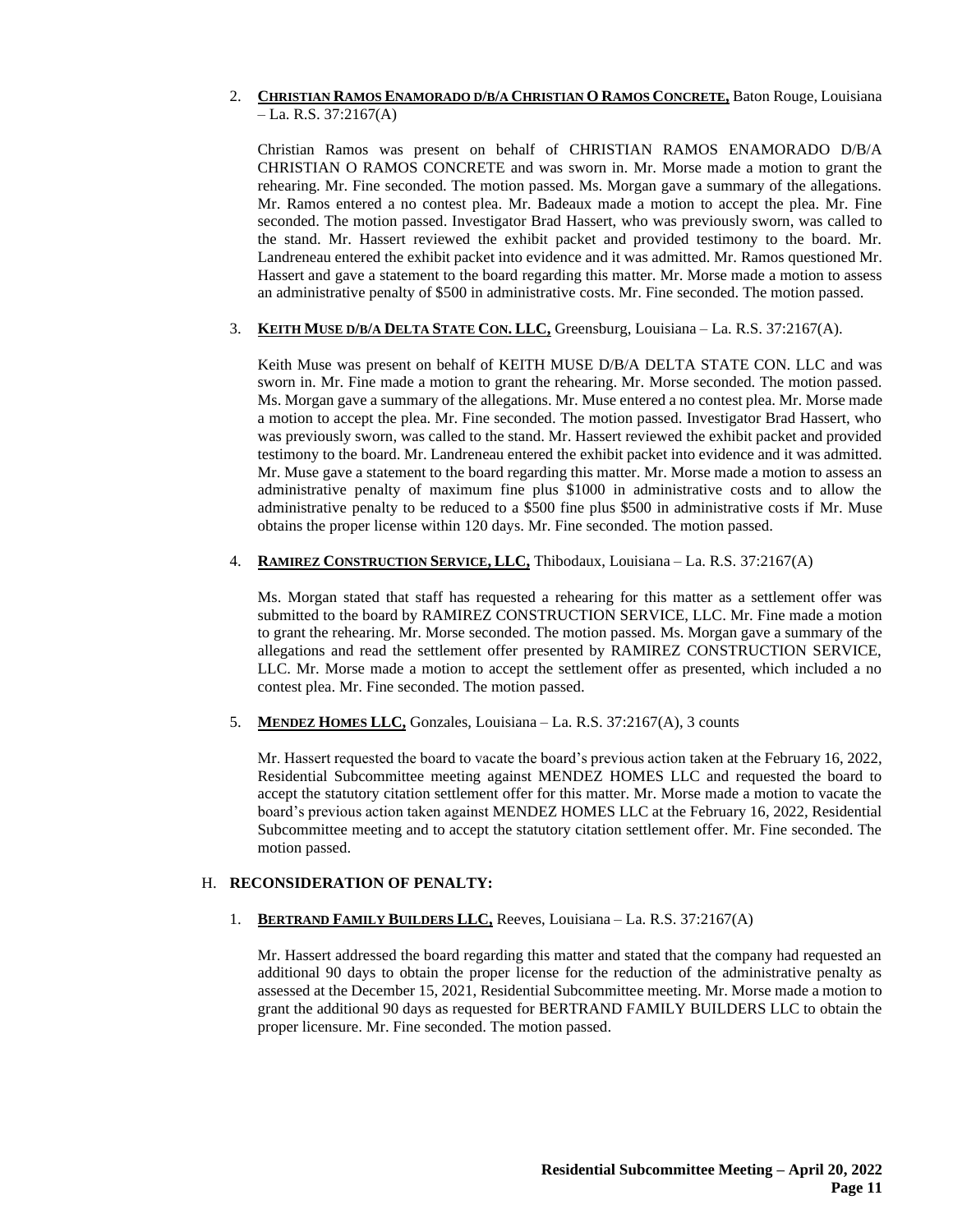2. **CHRISTIAN RAMOS ENAMORADO D/B/A CHRISTIAN O RAMOS CONCRETE,** Baton Rouge, Louisiana – La. R.S. 37:2167(A)

   Christian Ramos was present on behalf of CHRISTIAN RAMOS ENAMORADO D/B/A CHRISTIAN O RAMOS CONCRETE and was sworn in. Mr. Morse made a motion to grant the rehearing. Mr. Fine seconded. The motion passed. Ms. Morgan gave a summary of the allegations. Mr. Ramos entered a no contest plea. Mr. Badeaux made a motion to accept the plea. Mr. Fine seconded. The motion passed. Investigator Brad Hassert, who was previously sworn, was called to the stand. Mr. Hassert reviewed the exhibit packet and provided testimony to the board. Mr. Landreneau entered the exhibit packet into evidence and it was admitted. Mr. Ramos questioned Mr. Hassert and gave a statement to the board regarding this matter. Mr. Morse made a motion to assess an administrative penalty of $500 in administrative costs. Mr. Fine seconded. The motion passed.

3. **KEITH MUSE D/B/A DELTA STATE CON. LLC,** Greensburg, Louisiana – La. R.S. 37:2167(A).

   Keith Muse was present on behalf of KEITH MUSE D/B/A DELTA STATE CON. LLC and was sworn in. Mr. Fine made a motion to grant the rehearing. Mr. Morse seconded. The motion passed. Ms. Morgan gave a summary of the allegations. Mr. Muse entered a no contest plea. Mr. Morse made a motion to accept the plea. Mr. Fine seconded. The motion passed. Investigator Brad Hassert, who was previously sworn, was called to the stand. Mr. Hassert reviewed the exhibit packet and provided testimony to the board. Mr. Landreneau entered the exhibit packet into evidence and it was admitted. Mr. Muse gave a statement to the board regarding this matter. Mr. Morse made a motion to assess an administrative penalty of maximum fine plus $1000 in administrative costs and to allow the administrative penalty to be reduced to a $500 fine plus $500 in administrative costs if Mr. Muse obtains the proper license within 120 days. Mr. Fine seconded. The motion passed.

4. **RAMIREZ CONSTRUCTION SERVICE, LLC,** Thibodaux, Louisiana – La. R.S. 37:2167(A)

   Ms. Morgan stated that staff has requested a rehearing for this matter as a settlement offer was submitted to the board by RAMIREZ CONSTRUCTION SERVICE, LLC. Mr. Fine made a motion to grant the rehearing. Mr. Morse seconded. The motion passed. Ms. Morgan gave a summary of the allegations and read the settlement offer presented by RAMIREZ CONSTRUCTION SERVICE, LLC. Mr. Morse made a motion to accept the settlement offer as presented, which included a no contest plea. Mr. Fine seconded. The motion passed.

5. **MENDEZ HOMES LLC,** Gonzales, Louisiana – La. R.S. 37:2167(A), 3 counts

   Mr. Hassert requested the board to vacate the board's previous action taken at the February 16, 2022, Residential Subcommittee meeting against MENDEZ HOMES LLC and requested the board to accept the statutory citation settlement offer for this matter. Mr. Morse made a motion to vacate the board's previous action taken against MENDEZ HOMES LLC at the February 16, 2022, Residential Subcommittee meeting and to accept the statutory citation settlement offer. Mr. Fine seconded. The motion passed.

H. **RECONSIDERATION OF PENALTY:**

1. **BERTRAND FAMILY BUILDERS LLC,** Reeves, Louisiana – La. R.S. 37:2167(A)

   Mr. Hassert addressed the board regarding this matter and stated that the company had requested an additional 90 days to obtain the proper license for the reduction of the administrative penalty as assessed at the December 15, 2021, Residential Subcommittee meeting. Mr. Morse made a motion to grant the additional 90 days as requested for BERTRAND FAMILY BUILDERS LLC to obtain the proper licensure. Mr. Fine seconded. The motion passed.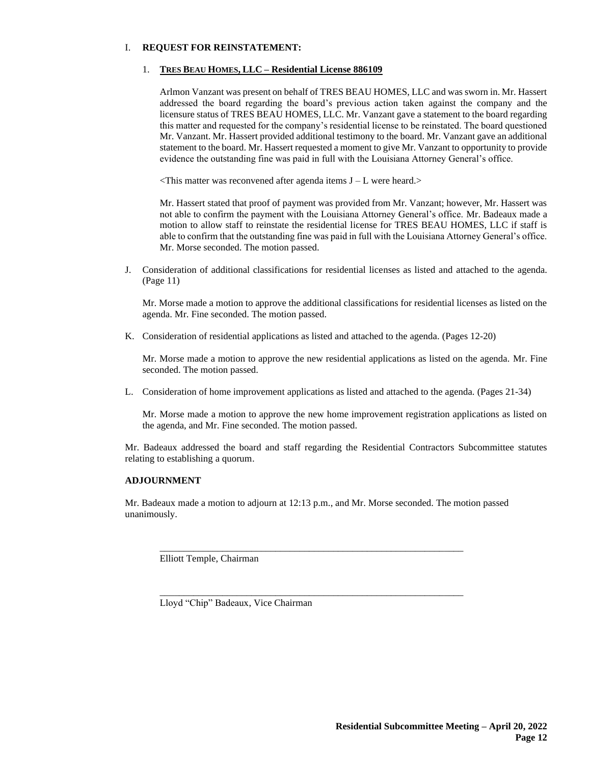I. **REQUEST FOR REINSTATEMENT:**

1. **TRES BEAU HOMES, LLC – Residential License 886109**

   Arlmon Vanzant was present on behalf of TRES BEAU HOMES, LLC and was sworn in. Mr. Hassert addressed the board regarding the board's previous action taken against the company and the licensure status of TRES BEAU HOMES, LLC. Mr. Vanzant gave a statement to the board regarding this matter and requested for the company's residential license to be reinstated. The board questioned Mr. Vanzant. Mr. Hassert provided additional testimony to the board. Mr. Vanzant gave an additional statement to the board. Mr. Hassert requested a moment to give Mr. Vanzant to opportunity to provide evidence the outstanding fine was paid in full with the Louisiana Attorney General's office.

   <This matter was reconvened after agenda items J – L were heard.>

   Mr. Hassert stated that proof of payment was provided from Mr. Vanzant; however, Mr. Hassert was not able to confirm the payment with the Louisiana Attorney General's office. Mr. Badeaux made a motion to allow staff to reinstate the residential license for TRES BEAU HOMES, LLC if staff is able to confirm that the outstanding fine was paid in full with the Louisiana Attorney General's office. Mr. Morse seconded. The motion passed.

J. Consideration of additional classifications for residential licenses as listed and attached to the agenda. (Page 11)

   Mr. Morse made a motion to approve the additional classifications for residential licenses as listed on the agenda. Mr. Fine seconded. The motion passed.

K. Consideration of residential applications as listed and attached to the agenda. (Pages 12-20)

   Mr. Morse made a motion to approve the new residential applications as listed on the agenda. Mr. Fine seconded. The motion passed.

L. Consideration of home improvement applications as listed and attached to the agenda. (Pages 21-34)

   Mr. Morse made a motion to approve the new home improvement registration applications as listed on the agenda, and Mr. Fine seconded. The motion passed.

Mr. Badeaux addressed the board and staff regarding the Residential Contractors Subcommittee statutes relating to establishing a quorum.

**ADJOURNMENT**

Mr. Badeaux made a motion to adjourn at 12:13 p.m., and Mr. Morse seconded. The motion passed unanimously.

\_\_\_\_\_\_\_\_\_\_\_\_\_\_\_\_\_\_\_\_\_\_\_\_\_\_\_\_\_\_\_\_\_\_\_\_\_\_\_\_\_\_\_\_\_\_\_\_

Elliott Temple, Chairman

\_\_\_\_\_\_\_\_\_\_\_\_\_\_\_\_\_\_\_\_\_\_\_\_\_\_\_\_\_\_\_\_\_\_\_\_\_\_\_\_\_\_\_\_\_\_\_\_

Lloyd "Chip" Badeaux, Vice Chairman